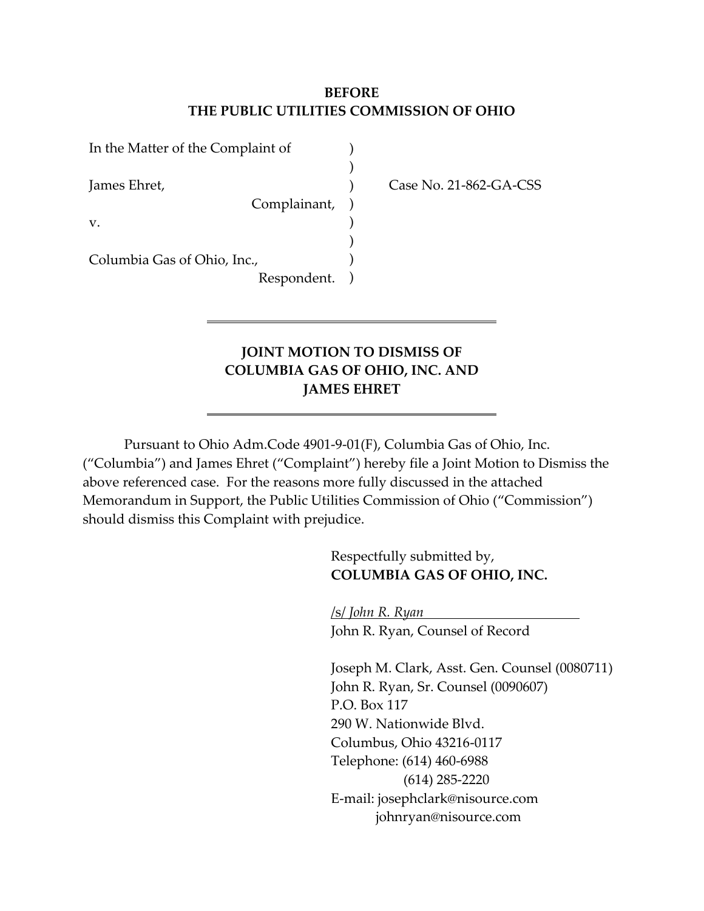**BEFORE**
**THE PUBLIC UTILITIES COMMISSION OF OHIO**

| | | |
|---|---|---|
| In the Matter of the Complaint of | ) | |
| | ) | |
| James Ehret, | ) | Case No. 21-862-GA-CSS |
| Complainant, | ) | |
| v. | ) | |
| | ) | |
| Columbia Gas of Ohio, Inc., | ) | |
| Respondent. | ) | |

---

## JOINT MOTION TO DISMISS OF COLUMBIA GAS OF OHIO, INC. AND JAMES EHRET

---

Pursuant to Ohio Adm.Code 4901-9-01(F), Columbia Gas of Ohio, Inc. ("Columbia") and James Ehret ("Complaint") hereby file a Joint Motion to Dismiss the above referenced case. For the reasons more fully discussed in the attached Memorandum in Support, the Public Utilities Commission of Ohio ("Commission") should dismiss this Complaint with prejudice.

Respectfully submitted by,
**COLUMBIA GAS OF OHIO, INC.**

*/s/ John R. Ryan*
John R. Ryan, Counsel of Record

Joseph M. Clark, Asst. Gen. Counsel (0080711)
John R. Ryan, Sr. Counsel (0090607)
P.O. Box 117
290 W. Nationwide Blvd.
Columbus, Ohio 43216-0117
Telephone: (614) 460-6988
(614) 285-2220
E-mail: josephclark@nisource.com
johnryan@nisource.com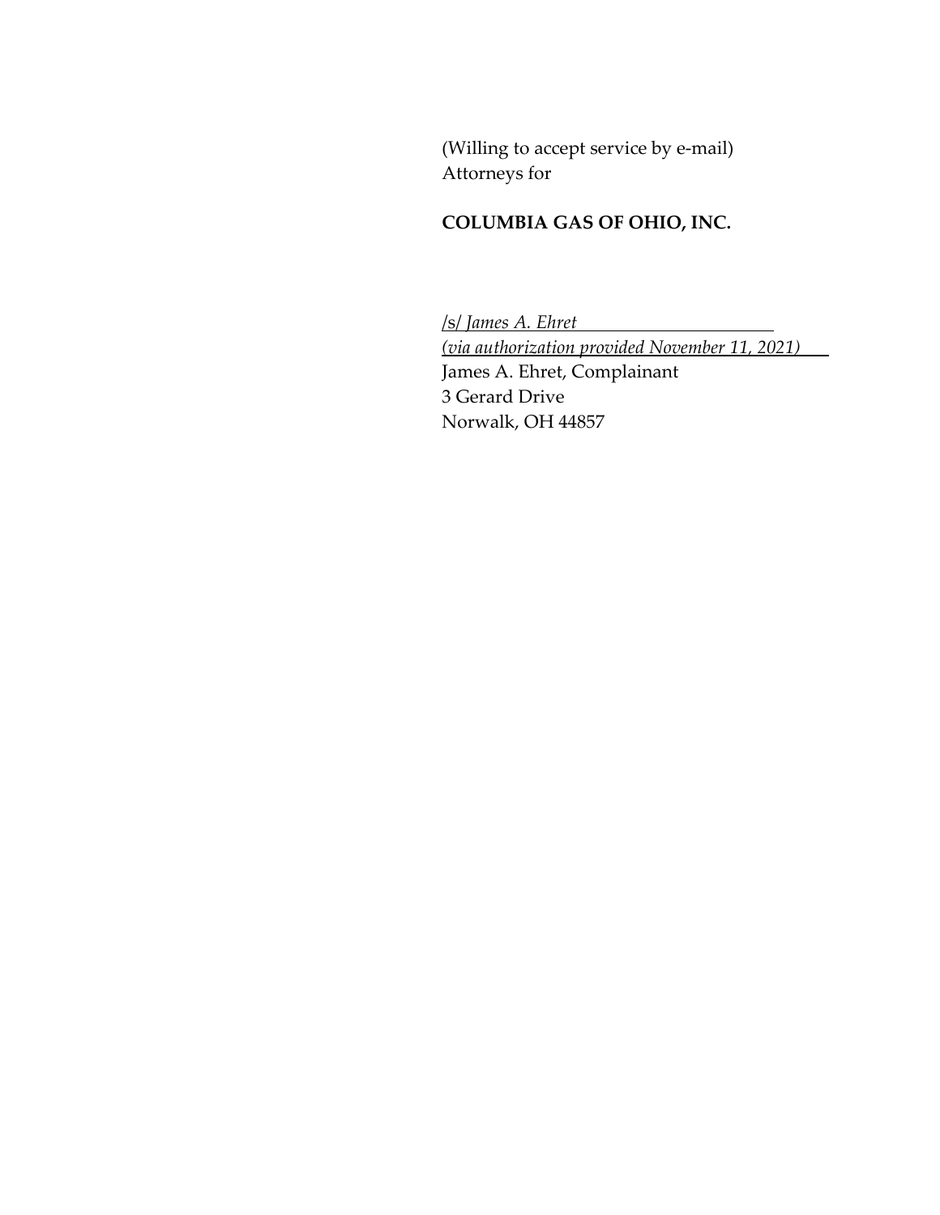(Willing to accept service by e-mail)
Attorneys for

**COLUMBIA GAS OF OHIO, INC.**

/s/ *James A. Ehret*
*(via authorization provided November 11, 2021)*
James A. Ehret, Complainant
3 Gerard Drive
Norwalk, OH 44857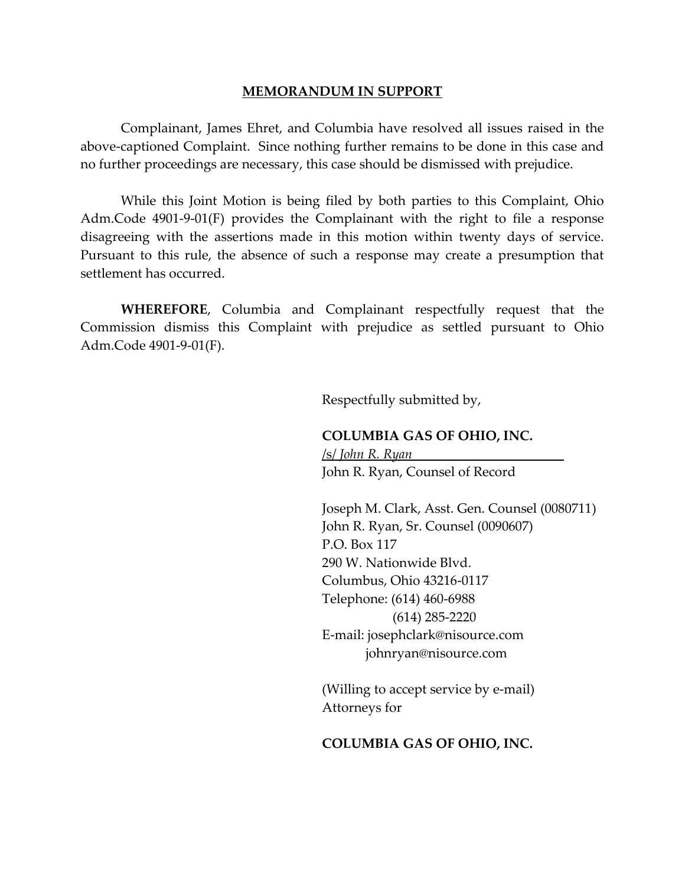## MEMORANDUM IN SUPPORT

Complainant, James Ehret, and Columbia have resolved all issues raised in the above-captioned Complaint. Since nothing further remains to be done in this case and no further proceedings are necessary, this case should be dismissed with prejudice.

While this Joint Motion is being filed by both parties to this Complaint, Ohio Adm.Code 4901-9-01(F) provides the Complainant with the right to file a response disagreeing with the assertions made in this motion within twenty days of service. Pursuant to this rule, the absence of such a response may create a presumption that settlement has occurred.

**WHEREFORE**, Columbia and Complainant respectfully request that the Commission dismiss this Complaint with prejudice as settled pursuant to Ohio Adm.Code 4901-9-01(F).

Respectfully submitted by,

**COLUMBIA GAS OF OHIO, INC.**

/s/ *John R. Ryan*

John R. Ryan, Counsel of Record

Joseph M. Clark, Asst. Gen. Counsel (0080711)
John R. Ryan, Sr. Counsel (0090607)
P.O. Box 117
290 W. Nationwide Blvd.
Columbus, Ohio 43216-0117
Telephone: (614) 460-6988
(614) 285-2220
E-mail: josephclark@nisource.com
johnryan@nisource.com

(Willing to accept service by e-mail)
Attorneys for

**COLUMBIA GAS OF OHIO, INC.**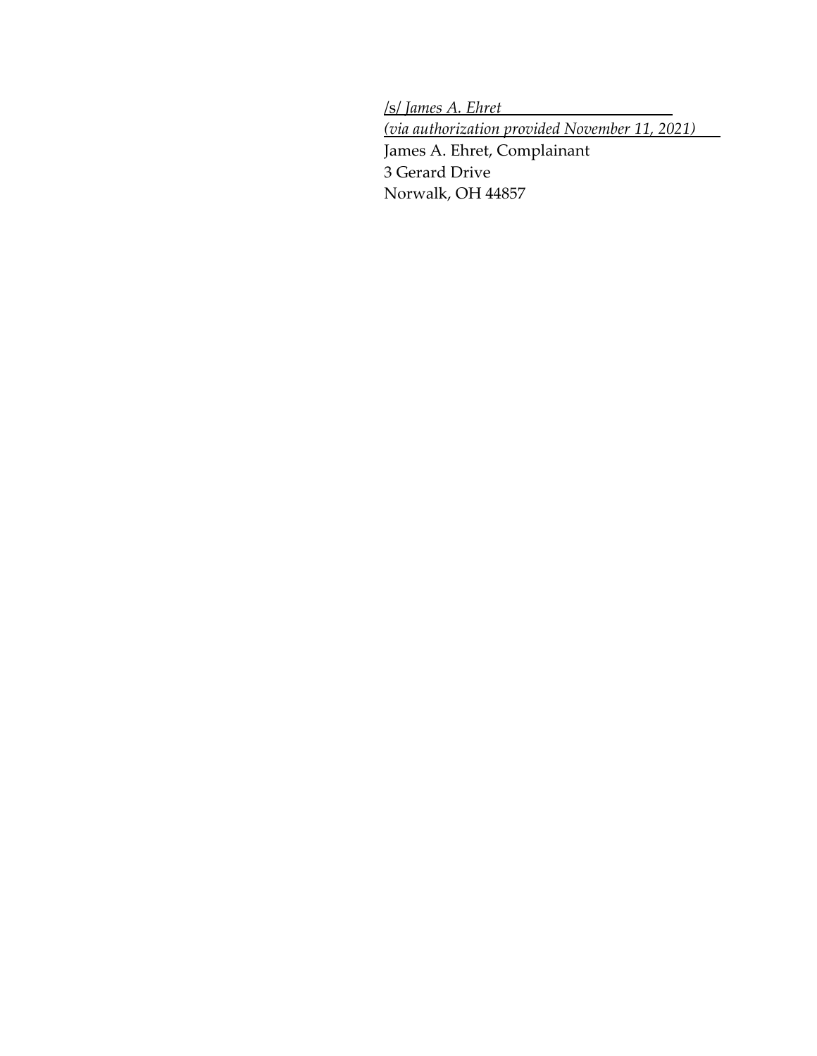/s/ *James A. Ehret*
*(via authorization provided November 11, 2021)*
James A. Ehret, Complainant
3 Gerard Drive
Norwalk, OH 44857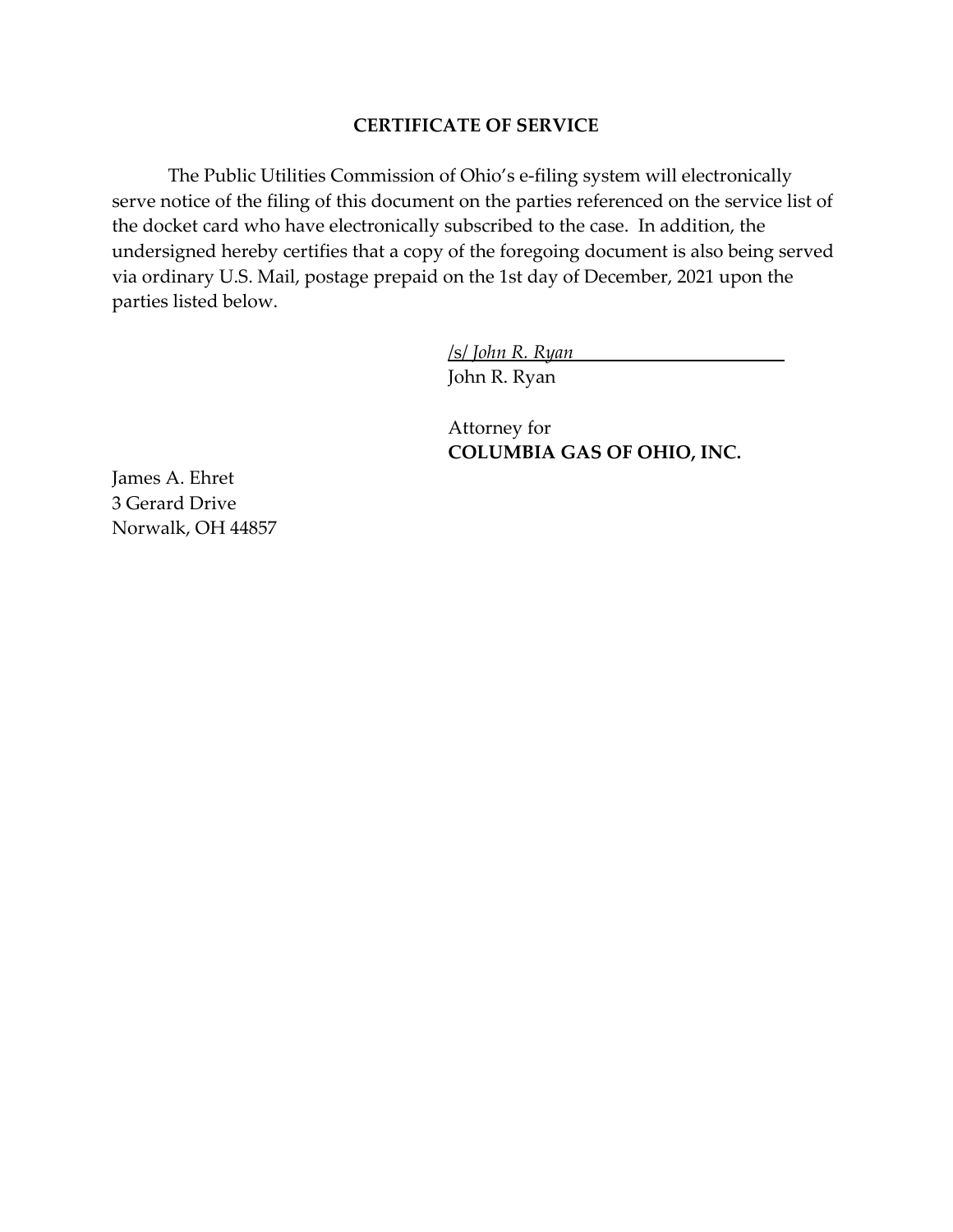**CERTIFICATE OF SERVICE**

The Public Utilities Commission of Ohio's e-filing system will electronically serve notice of the filing of this document on the parties referenced on the service list of the docket card who have electronically subscribed to the case. In addition, the undersigned hereby certifies that a copy of the foregoing document is also being served via ordinary U.S. Mail, postage prepaid on the 1st day of December, 2021 upon the parties listed below.

/s/ *John R. Ryan*
John R. Ryan

Attorney for
**COLUMBIA GAS OF OHIO, INC.**

James A. Ehret
3 Gerard Drive
Norwalk, OH 44857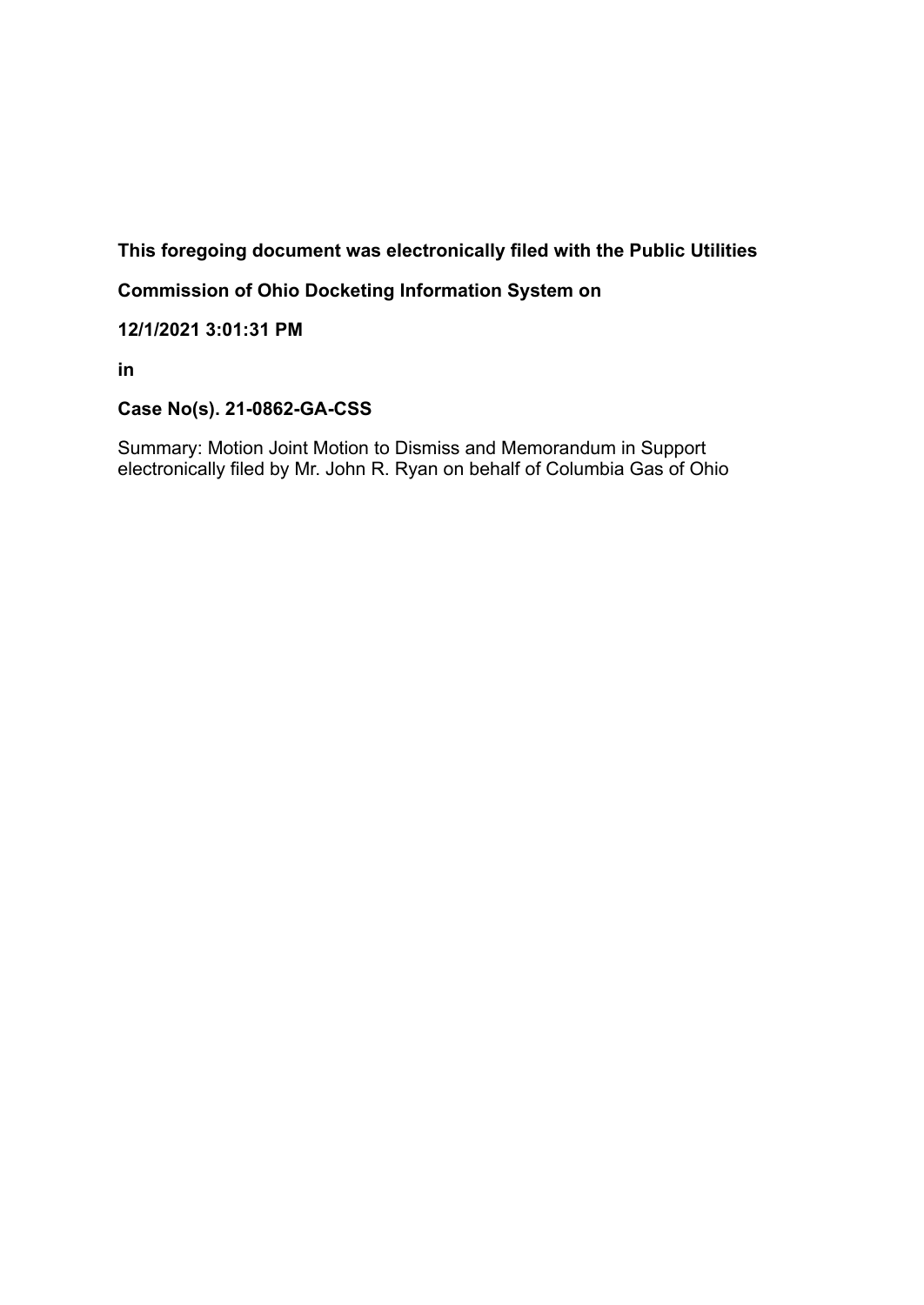**This foregoing document was electronically filed with the Public Utilities**

**Commission of Ohio Docketing Information System on**

**12/1/2021 3:01:31 PM**

**in**

**Case No(s). 21-0862-GA-CSS**

Summary: Motion Joint Motion to Dismiss and Memorandum in Support electronically filed by Mr. John R. Ryan on behalf of Columbia Gas of Ohio